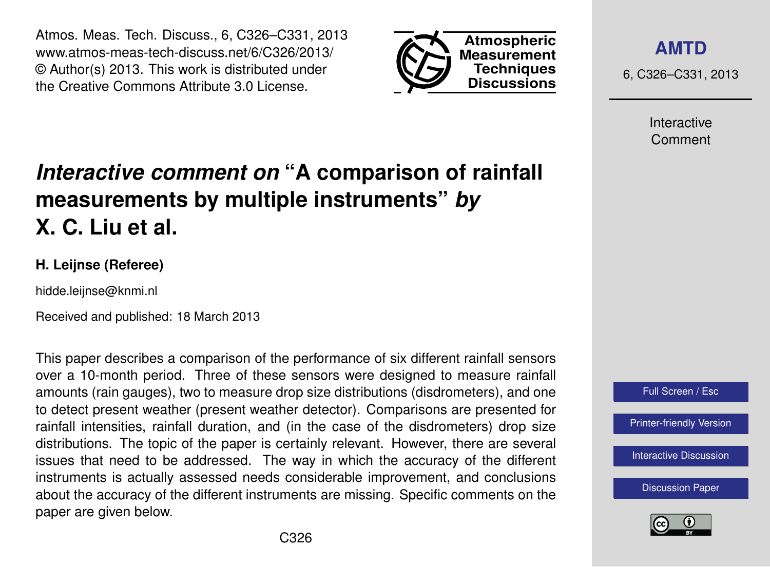# *Interactive comment on* "A comparison of rainfall measurements by multiple instruments" *by* X. C. Liu et al.

**H. Leijnse (Referee)**

hidde.leijnse@knmi.nl

Received and published: 18 March 2013

This paper describes a comparison of the performance of six different rainfall sensors over a 10-month period. Three of these sensors were designed to measure rainfall amounts (rain gauges), two to measure drop size distributions (disdrometers), and one to detect present weather (present weather detector). Comparisons are presented for rainfall intensities, rainfall duration, and (in the case of the disdrometers) drop size distributions. The topic of the paper is certainly relevant. However, there are several issues that need to be addressed. The way in which the accuracy of the different instruments is actually assessed needs considerable improvement, and conclusions about the accuracy of the different instruments are missing. Specific comments on the paper are given below.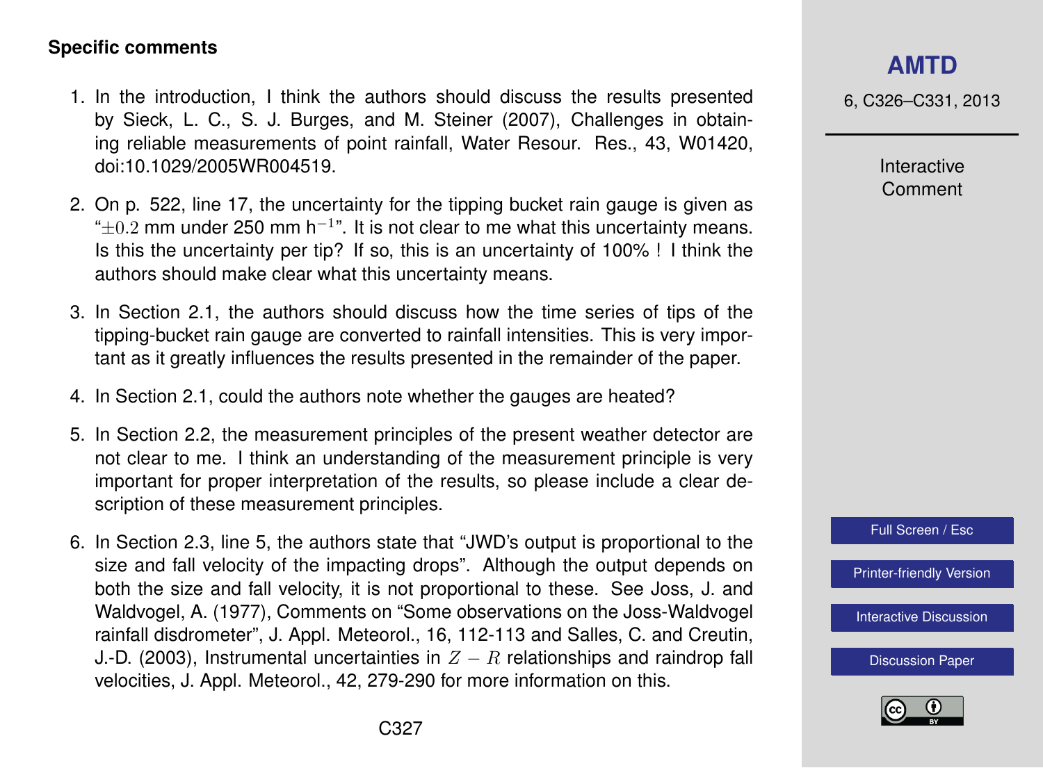**Specific comments**

1. In the introduction, I think the authors should discuss the results presented by Sieck, L. C., S. J. Burges, and M. Steiner (2007), Challenges in obtaining reliable measurements of point rainfall, Water Resour. Res., 43, W01420, doi:10.1029/2005WR004519.

2. On p. 522, line 17, the uncertainty for the tipping bucket rain gauge is given as "$\pm 0.2$ mm under 250 mm h$^{-1}$". It is not clear to me what this uncertainty means. Is this the uncertainty per tip? If so, this is an uncertainty of 100% ! I think the authors should make clear what this uncertainty means.

3. In Section 2.1, the authors should discuss how the time series of tips of the tipping-bucket rain gauge are converted to rainfall intensities. This is very important as it greatly influences the results presented in the remainder of the paper.

4. In Section 2.1, could the authors note whether the gauges are heated?

5. In Section 2.2, the measurement principles of the present weather detector are not clear to me. I think an understanding of the measurement principle is very important for proper interpretation of the results, so please include a clear description of these measurement principles.

6. In Section 2.3, line 5, the authors state that "JWD's output is proportional to the size and fall velocity of the impacting drops". Although the output depends on both the size and fall velocity, it is not proportional to these. See Joss, J. and Waldvogel, A. (1977), Comments on "Some observations on the Joss-Waldvogel rainfall disdrometer", J. Appl. Meteorol., 16, 112-113 and Salles, C. and Creutin, J.-D. (2003), Instrumental uncertainties in $Z-R$ relationships and raindrop fall velocities, J. Appl. Meteorol., 42, 279-290 for more information on this.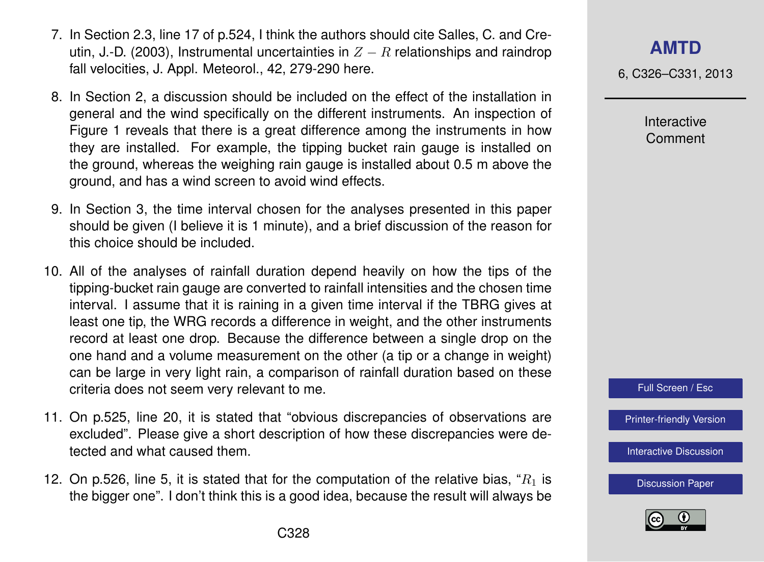7. In Section 2.3, line 17 of p.524, I think the authors should cite Salles, C. and Creutin, J.-D. (2003), Instrumental uncertainties in $Z-R$ relationships and raindrop fall velocities, J. Appl. Meteorol., 42, 279-290 here.

8. In Section 2, a discussion should be included on the effect of the installation in general and the wind specifically on the different instruments. An inspection of Figure 1 reveals that there is a great difference among the instruments in how they are installed. For example, the tipping bucket rain gauge is installed on the ground, whereas the weighing rain gauge is installed about 0.5 m above the ground, and has a wind screen to avoid wind effects.

9. In Section 3, the time interval chosen for the analyses presented in this paper should be given (I believe it is 1 minute), and a brief discussion of the reason for this choice should be included.

10. All of the analyses of rainfall duration depend heavily on how the tips of the tipping-bucket rain gauge are converted to rainfall intensities and the chosen time interval. I assume that it is raining in a given time interval if the TBRG gives at least one tip, the WRG records a difference in weight, and the other instruments record at least one drop. Because the difference between a single drop on the one hand and a volume measurement on the other (a tip or a change in weight) can be large in very light rain, a comparison of rainfall duration based on these criteria does not seem very relevant to me.

11. On p.525, line 20, it is stated that "obvious discrepancies of observations are excluded". Please give a short description of how these discrepancies were detected and what caused them.

12. On p.526, line 5, it is stated that for the computation of the relative bias, "$R_1$ is the bigger one". I don't think this is a good idea, because the result will always be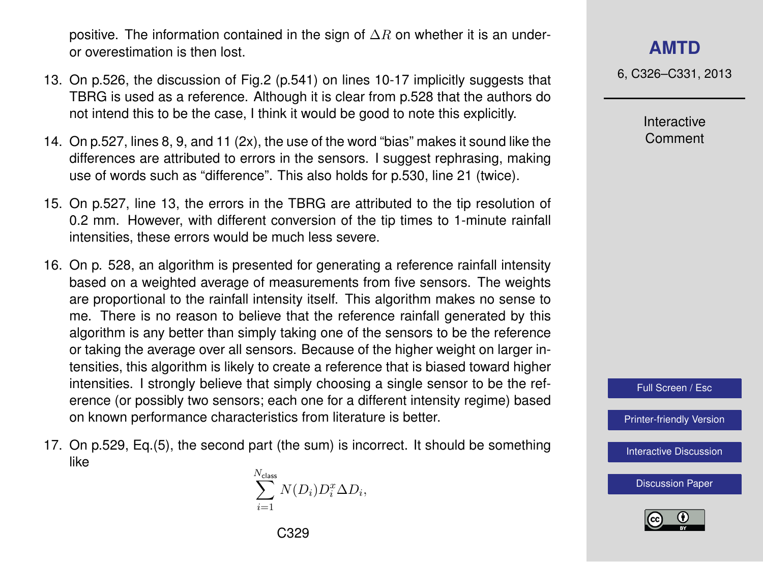positive. The information contained in the sign of $\Delta R$ on whether it is an under- or overestimation is then lost.

13. On p.526, the discussion of Fig.2 (p.541) on lines 10-17 implicitly suggests that TBRG is used as a reference. Although it is clear from p.528 that the authors do not intend this to be the case, I think it would be good to note this explicitly.
14. On p.527, lines 8, 9, and 11 (2x), the use of the word "bias" makes it sound like the differences are attributed to errors in the sensors. I suggest rephrasing, making use of words such as "difference". This also holds for p.530, line 21 (twice).
15. On p.527, line 13, the errors in the TBRG are attributed to the tip resolution of 0.2 mm. However, with different conversion of the tip times to 1-minute rainfall intensities, these errors would be much less severe.
16. On p. 528, an algorithm is presented for generating a reference rainfall intensity based on a weighted average of measurements from five sensors. The weights are proportional to the rainfall intensity itself. This algorithm makes no sense to me. There is no reason to believe that the reference rainfall generated by this algorithm is any better than simply taking one of the sensors to be the reference or taking the average over all sensors. Because of the higher weight on larger intensities, this algorithm is likely to create a reference that is biased toward higher intensities. I strongly believe that simply choosing a single sensor to be the reference (or possibly two sensors; each one for a different intensity regime) based on known performance characteristics from literature is better.
17. On p.529, Eq.(5), the second part (the sum) is incorrect. It should be something like

$$\sum_{i=1}^{N_{\text{class}}} N(D_i) D_i^x \Delta D_i,$$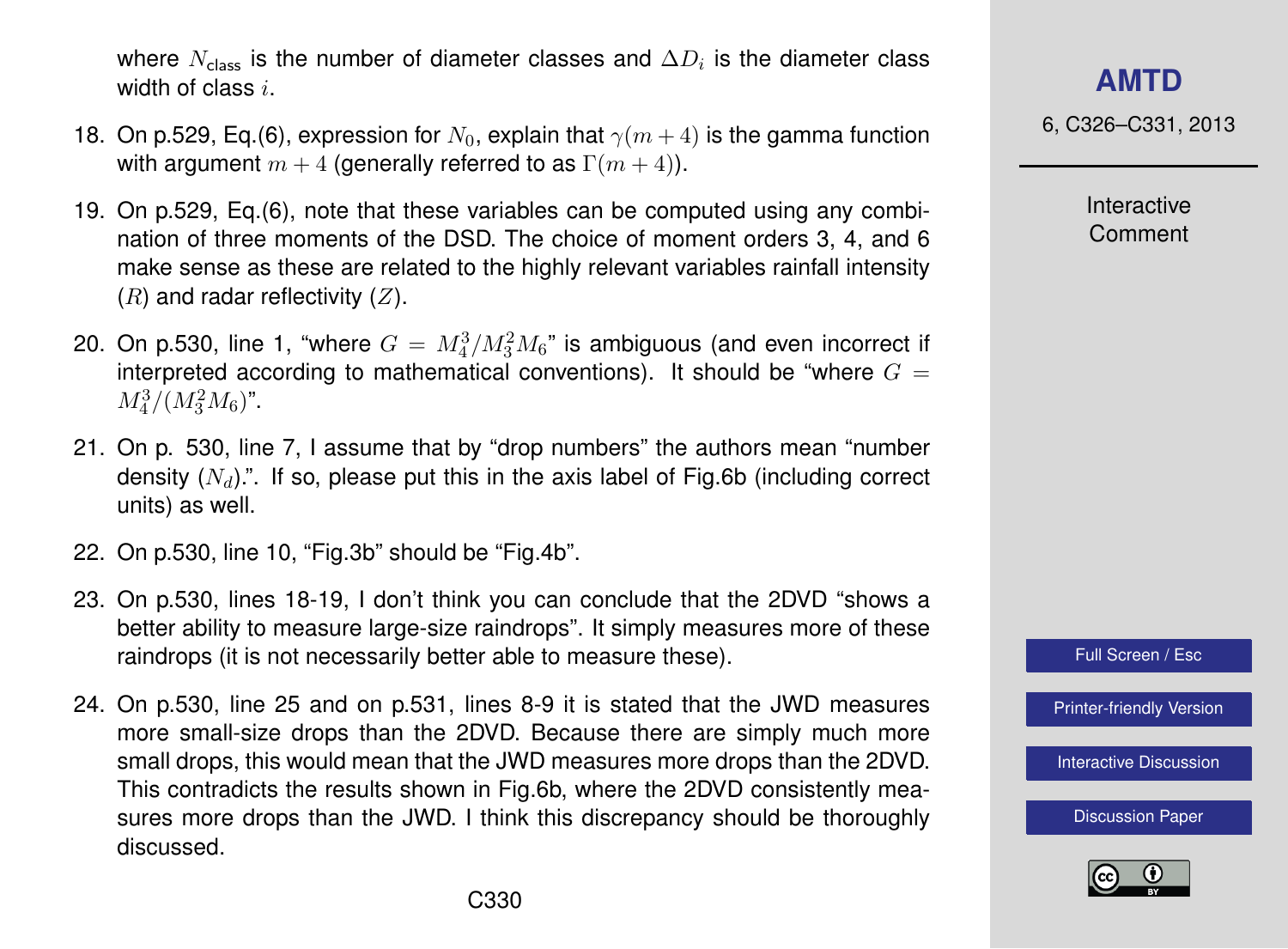where $N_{\text{class}}$ is the number of diameter classes and $\Delta D_i$ is the diameter class width of class $i$.

18. On p.529, Eq.(6), expression for $N_0$, explain that $\gamma(m+4)$ is the gamma function with argument $m+4$ (generally referred to as $\Gamma(m+4)$).

19. On p.529, Eq.(6), note that these variables can be computed using any combination of three moments of the DSD. The choice of moment orders 3, 4, and 6 make sense as these are related to the highly relevant variables rainfall intensity ($R$) and radar reflectivity ($Z$).

20. On p.530, line 1, "where $G = M_4^3/M_3^2 M_6$" is ambiguous (and even incorrect if interpreted according to mathematical conventions). It should be "where $G = M_4^3/(M_3^2 M_6)$".

21. On p. 530, line 7, I assume that by "drop numbers" the authors mean "number density ($N_d$).". If so, please put this in the axis label of Fig.6b (including correct units) as well.

22. On p.530, line 10, "Fig.3b" should be "Fig.4b".

23. On p.530, lines 18-19, I don't think you can conclude that the 2DVD "shows a better ability to measure large-size raindrops". It simply measures more of these raindrops (it is not necessarily better able to measure these).

24. On p.530, line 25 and on p.531, lines 8-9 it is stated that the JWD measures more small-size drops than the 2DVD. Because there are simply much more small drops, this would mean that the JWD measures more drops than the 2DVD. This contradicts the results shown in Fig.6b, where the 2DVD consistently measures more drops than the JWD. I think this discrepancy should be thoroughly discussed.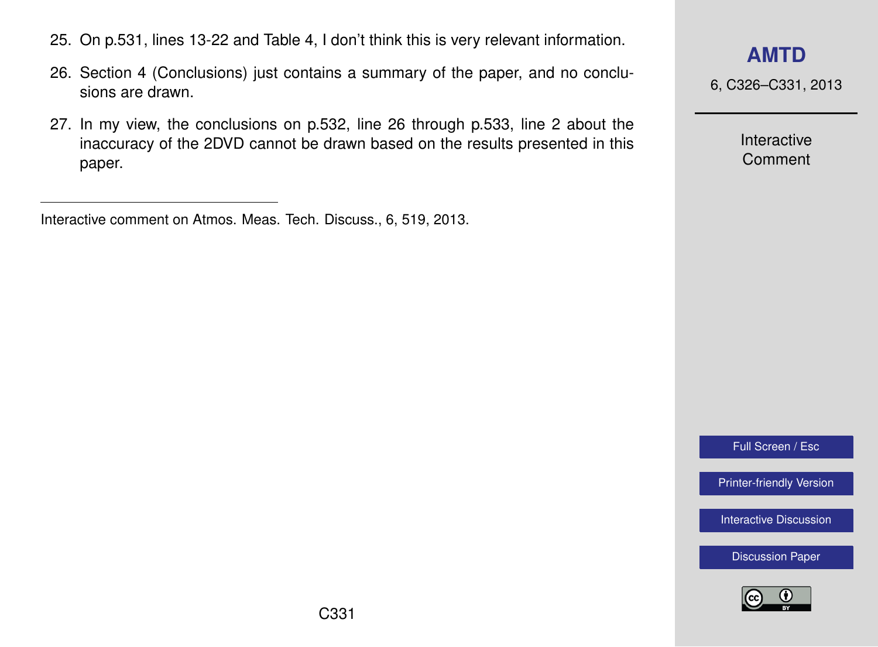25. On p.531, lines 13-22 and Table 4, I don't think this is very relevant information.
26. Section 4 (Conclusions) just contains a summary of the paper, and no conclusions are drawn.
27. In my view, the conclusions on p.532, line 26 through p.533, line 2 about the inaccuracy of the 2DVD cannot be drawn based on the results presented in this paper.

---

Interactive comment on Atmos. Meas. Tech. Discuss., 6, 519, 2013.